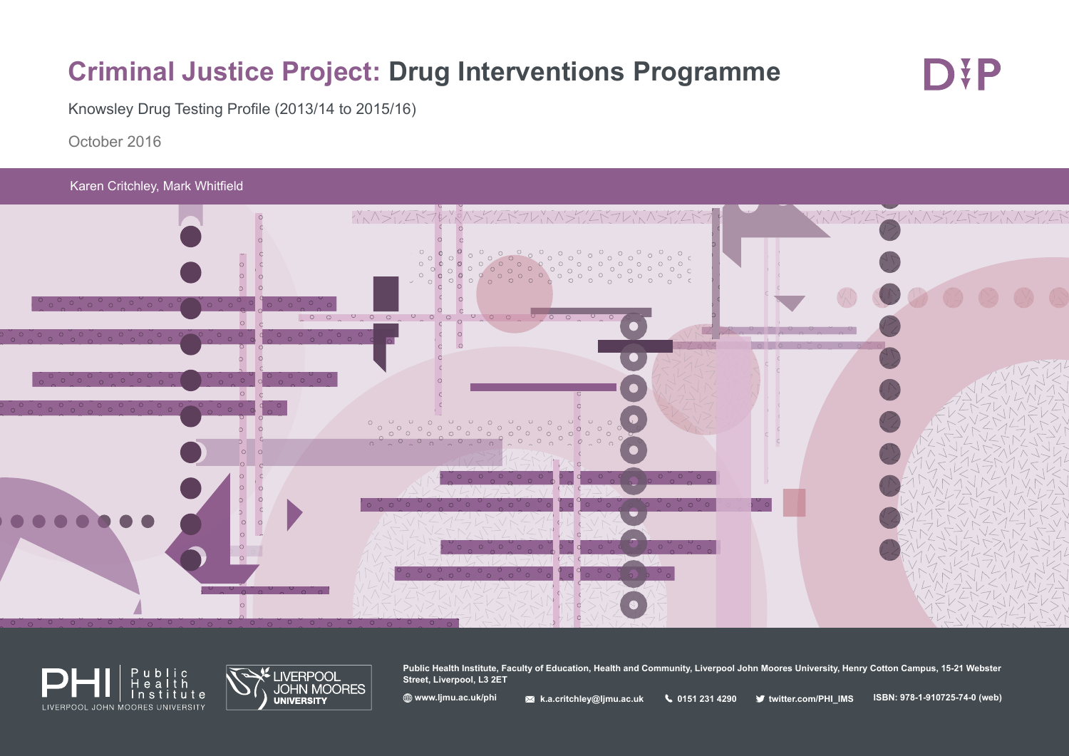# Criminal Justice Project: Drug Interventions Programme

Knowsley Drug Testing Profile (2013/14 to 2015/16)

October 2016

Karen Critchley, Mark Whitfield

**Public Health Institute, Faculty of Education, Health and Community, Liverpool John Moores University, Henry Cotton Campus, 15-21 Webster Street, Liverpool, L3 2ET**

www.ljmu.ac.uk/phi | k.a.critchley@ljmu.ac.uk | 0151 231 4290 | twitter.com/PHI_IMS | ISBN: 978-1-910725-74-0 (web)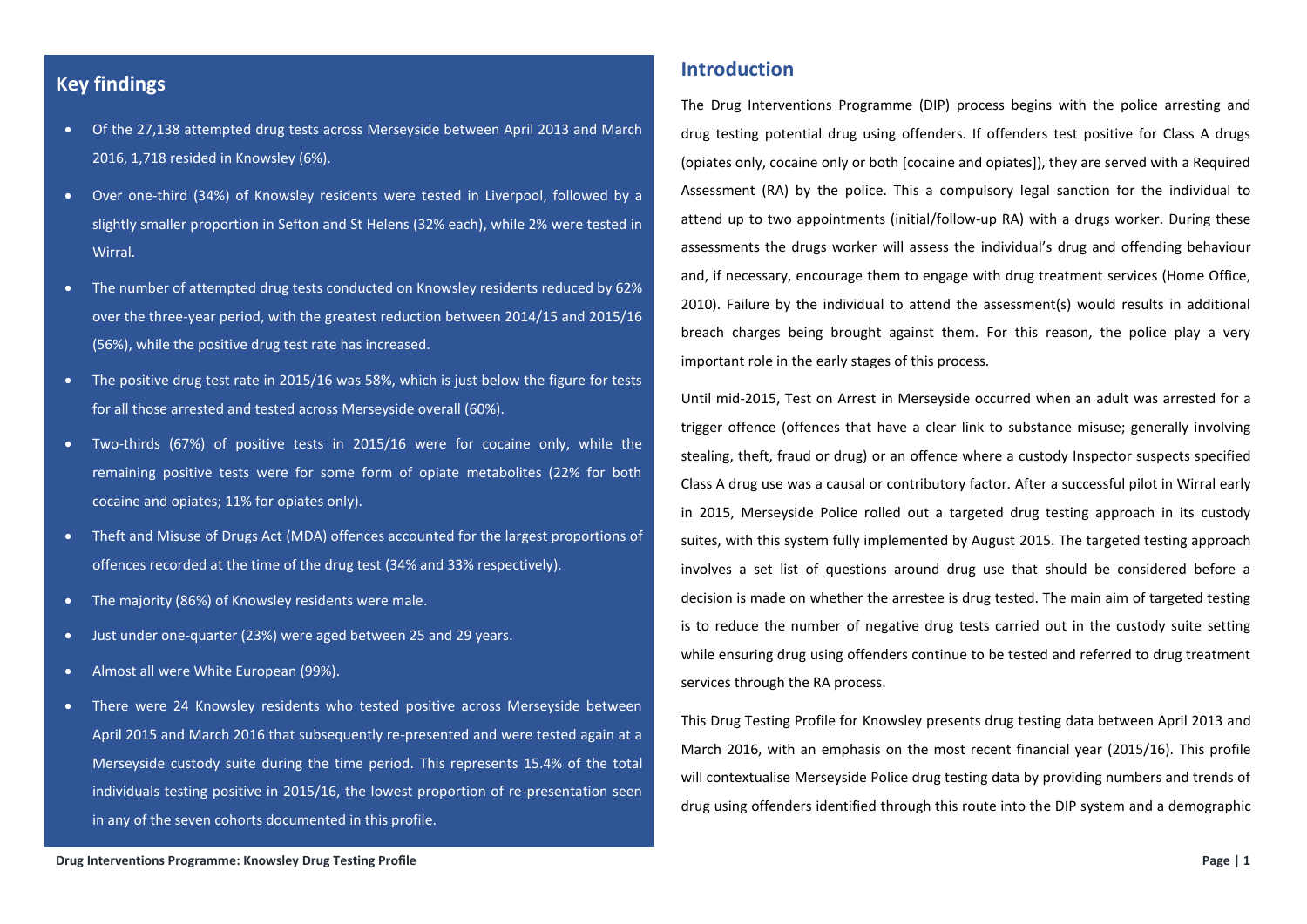## Key findings

- Of the 27,138 attempted drug tests across Merseyside between April 2013 and March 2016, 1,718 resided in Knowsley (6%).
- Over one-third (34%) of Knowsley residents were tested in Liverpool, followed by a slightly smaller proportion in Sefton and St Helens (32% each), while 2% were tested in Wirral.
- The number of attempted drug tests conducted on Knowsley residents reduced by 62% over the three-year period, with the greatest reduction between 2014/15 and 2015/16 (56%), while the positive drug test rate has increased.
- The positive drug test rate in 2015/16 was 58%, which is just below the figure for tests for all those arrested and tested across Merseyside overall (60%).
- Two-thirds (67%) of positive tests in 2015/16 were for cocaine only, while the remaining positive tests were for some form of opiate metabolites (22% for both cocaine and opiates; 11% for opiates only).
- Theft and Misuse of Drugs Act (MDA) offences accounted for the largest proportions of offences recorded at the time of the drug test (34% and 33% respectively).
- The majority (86%) of Knowsley residents were male.
- Just under one-quarter (23%) were aged between 25 and 29 years.
- Almost all were White European (99%).
- There were 24 Knowsley residents who tested positive across Merseyside between April 2015 and March 2016 that subsequently re-presented and were tested again at a Merseyside custody suite during the time period. This represents 15.4% of the total individuals testing positive in 2015/16, the lowest proportion of re-presentation seen in any of the seven cohorts documented in this profile.

## Introduction

The Drug Interventions Programme (DIP) process begins with the police arresting and drug testing potential drug using offenders. If offenders test positive for Class A drugs (opiates only, cocaine only or both [cocaine and opiates]), they are served with a Required Assessment (RA) by the police. This a compulsory legal sanction for the individual to attend up to two appointments (initial/follow-up RA) with a drugs worker. During these assessments the drugs worker will assess the individual's drug and offending behaviour and, if necessary, encourage them to engage with drug treatment services (Home Office, 2010). Failure by the individual to attend the assessment(s) would results in additional breach charges being brought against them. For this reason, the police play a very important role in the early stages of this process.

Until mid-2015, Test on Arrest in Merseyside occurred when an adult was arrested for a trigger offence (offences that have a clear link to substance misuse; generally involving stealing, theft, fraud or drug) or an offence where a custody Inspector suspects specified Class A drug use was a causal or contributory factor. After a successful pilot in Wirral early in 2015, Merseyside Police rolled out a targeted drug testing approach in its custody suites, with this system fully implemented by August 2015. The targeted testing approach involves a set list of questions around drug use that should be considered before a decision is made on whether the arrestee is drug tested. The main aim of targeted testing is to reduce the number of negative drug tests carried out in the custody suite setting while ensuring drug using offenders continue to be tested and referred to drug treatment services through the RA process.

This Drug Testing Profile for Knowsley presents drug testing data between April 2013 and March 2016, with an emphasis on the most recent financial year (2015/16). This profile will contextualise Merseyside Police drug testing data by providing numbers and trends of drug using offenders identified through this route into the DIP system and a demographic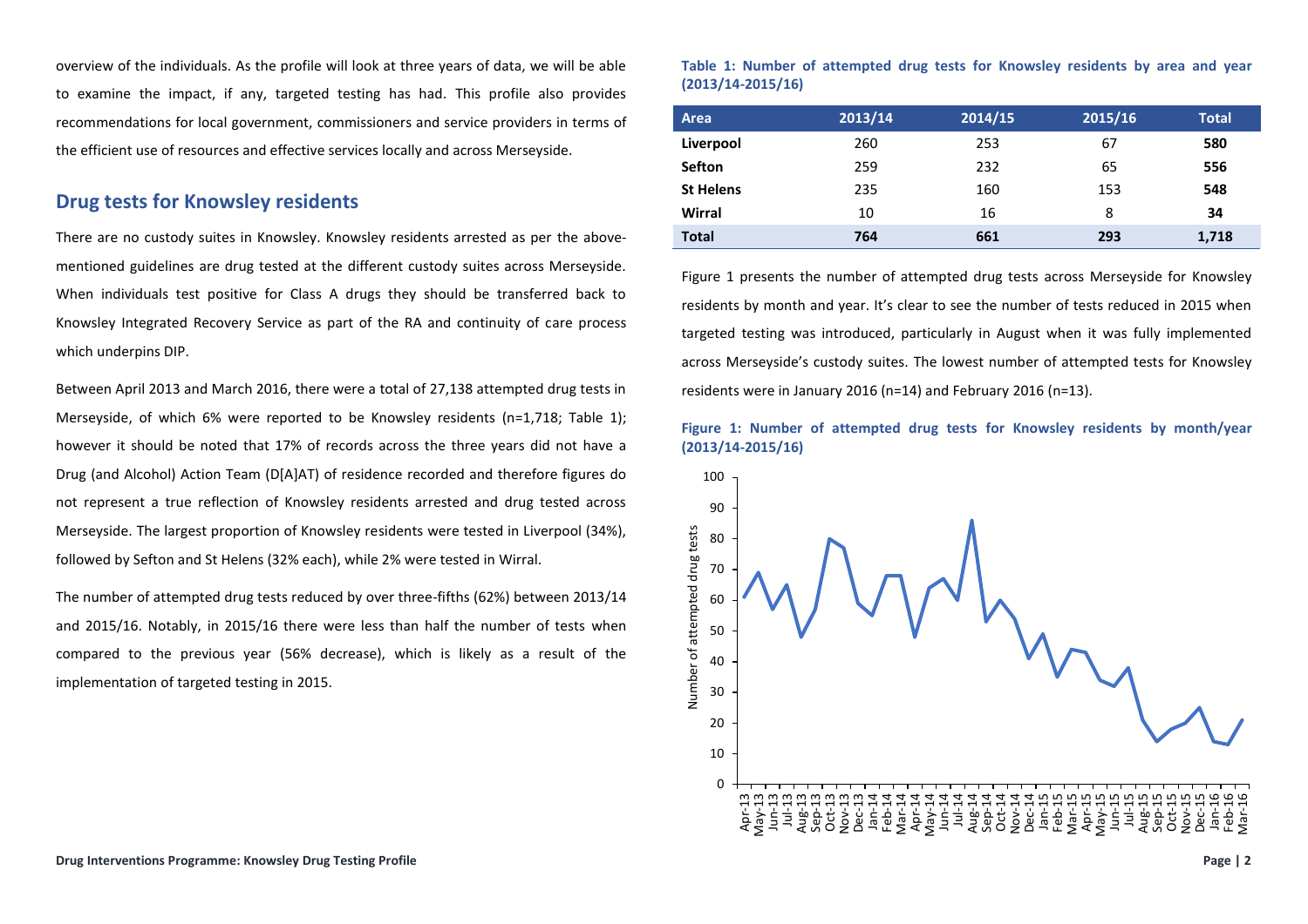overview of the individuals. As the profile will look at three years of data, we will be able to examine the impact, if any, targeted testing has had. This profile also provides recommendations for local government, commissioners and service providers in terms of the efficient use of resources and effective services locally and across Merseyside.

## Drug tests for Knowsley residents

There are no custody suites in Knowsley. Knowsley residents arrested as per the above-mentioned guidelines are drug tested at the different custody suites across Merseyside. When individuals test positive for Class A drugs they should be transferred back to Knowsley Integrated Recovery Service as part of the RA and continuity of care process which underpins DIP.

Between April 2013 and March 2016, there were a total of 27,138 attempted drug tests in Merseyside, of which 6% were reported to be Knowsley residents (n=1,718; Table 1); however it should be noted that 17% of records across the three years did not have a Drug (and Alcohol) Action Team (D[A]AT) of residence recorded and therefore figures do not represent a true reflection of Knowsley residents arrested and drug tested across Merseyside. The largest proportion of Knowsley residents were tested in Liverpool (34%), followed by Sefton and St Helens (32% each), while 2% were tested in Wirral.

The number of attempted drug tests reduced by over three-fifths (62%) between 2013/14 and 2015/16. Notably, in 2015/16 there were less than half the number of tests when compared to the previous year (56% decrease), which is likely as a result of the implementation of targeted testing in 2015.

**Table 1: Number of attempted drug tests for Knowsley residents by area and year (2013/14-2015/16)**

| Area | 2013/14 | 2014/15 | 2015/16 | Total |
|---|---|---|---|---|
| **Liverpool** | 260 | 253 | 67 | **580** |
| **Sefton** | 259 | 232 | 65 | **556** |
| **St Helens** | 235 | 160 | 153 | **548** |
| **Wirral** | 10 | 16 | 8 | **34** |
| **Total** | **764** | **661** | **293** | **1,718** |

Figure 1 presents the number of attempted drug tests across Merseyside for Knowsley residents by month and year. It's clear to see the number of tests reduced in 2015 when targeted testing was introduced, particularly in August when it was fully implemented across Merseyside's custody suites. The lowest number of attempted tests for Knowsley residents were in January 2016 (n=14) and February 2016 (n=13).

**Figure 1: Number of attempted drug tests for Knowsley residents by month/year (2013/14-2015/16)**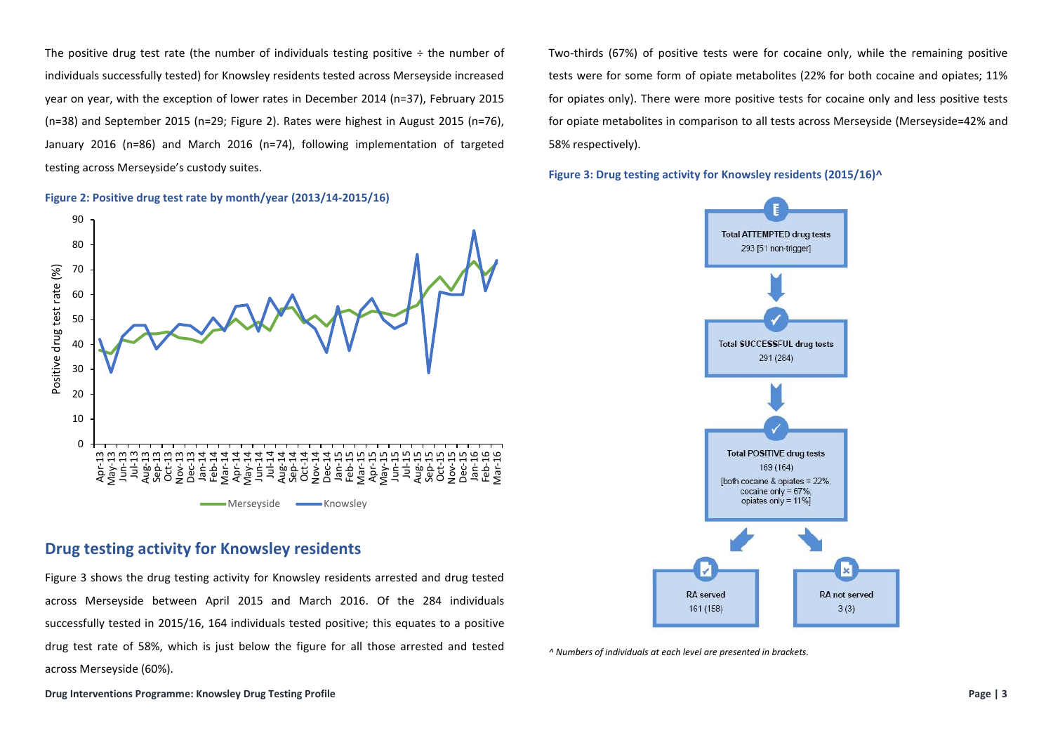The positive drug test rate (the number of individuals testing positive ÷ the number of individuals successfully tested) for Knowsley residents tested across Merseyside increased year on year, with the exception of lower rates in December 2014 (n=37), February 2015 (n=38) and September 2015 (n=29; Figure 2). Rates were highest in August 2015 (n=76), January 2016 (n=86) and March 2016 (n=74), following implementation of targeted testing across Merseyside's custody suites.

**Figure 2: Positive drug test rate by month/year (2013/14-2015/16)**

## Drug testing activity for Knowsley residents

Figure 3 shows the drug testing activity for Knowsley residents arrested and drug tested across Merseyside between April 2015 and March 2016. Of the 284 individuals successfully tested in 2015/16, 164 individuals tested positive; this equates to a positive drug test rate of 58%, which is just below the figure for all those arrested and tested across Merseyside (60%).

Two-thirds (67%) of positive tests were for cocaine only, while the remaining positive tests were for some form of opiate metabolites (22% for both cocaine and opiates; 11% for opiates only). There were more positive tests for cocaine only and less positive tests for opiate metabolites in comparison to all tests across Merseyside (Merseyside=42% and 58% respectively).

**Figure 3: Drug testing activity for Knowsley residents (2015/16)^**

Total ATTEMPTED drug tests
293 [51 non-trigger]

Total SUCCESSFUL drug tests
291 (284)

Total POSITIVE drug tests
169 (164)
[both cocaine & opiates = 22%; cocaine only = 67%; opiates only = 11%]

RA served
161 (158)

RA not served
3 (3)

*^ Numbers of individuals at each level are presented in brackets.*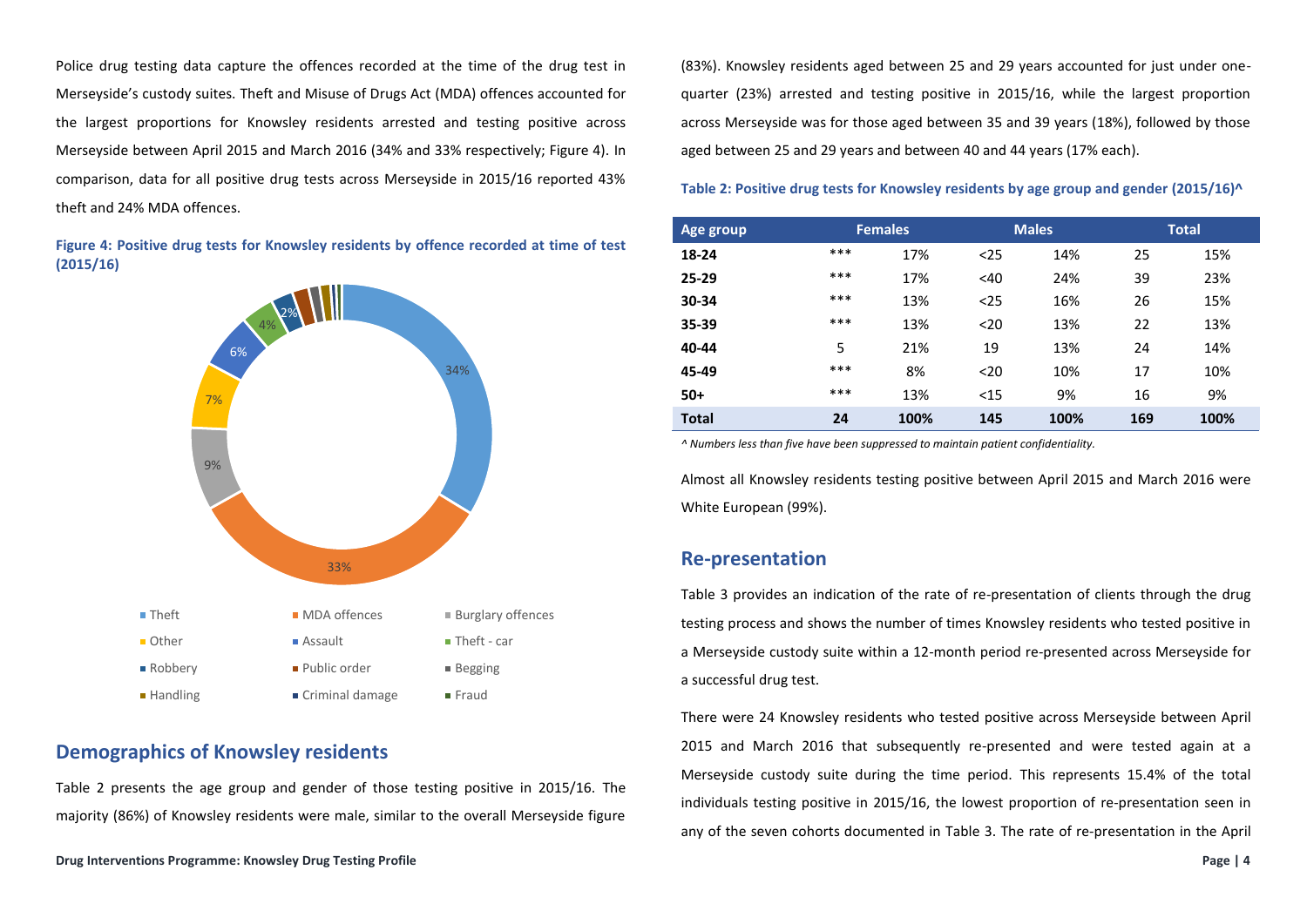Police drug testing data capture the offences recorded at the time of the drug test in Merseyside's custody suites. Theft and Misuse of Drugs Act (MDA) offences accounted for the largest proportions for Knowsley residents arrested and testing positive across Merseyside between April 2015 and March 2016 (34% and 33% respectively; Figure 4). In comparison, data for all positive drug tests across Merseyside in 2015/16 reported 43% theft and 24% MDA offences.

**Figure 4: Positive drug tests for Knowsley residents by offence recorded at time of test (2015/16)**

## Demographics of Knowsley residents

Table 2 presents the age group and gender of those testing positive in 2015/16. The majority (86%) of Knowsley residents were male, similar to the overall Merseyside figure (83%). Knowsley residents aged between 25 and 29 years accounted for just under one-quarter (23%) arrested and testing positive in 2015/16, while the largest proportion across Merseyside was for those aged between 35 and 39 years (18%), followed by those aged between 25 and 29 years and between 40 and 44 years (17% each).

**Table 2: Positive drug tests for Knowsley residents by age group and gender (2015/16)^**

| Age group | Females | | Males | | Total | |
|---|---|---|---|---|---|---|
| **18-24** | *** | 17% | <25 | 14% | 25 | 15% |
| **25-29** | *** | 17% | <40 | 24% | 39 | 23% |
| **30-34** | *** | 13% | <25 | 16% | 26 | 15% |
| **35-39** | *** | 13% | <20 | 13% | 22 | 13% |
| **40-44** | 5 | 21% | 19 | 13% | 24 | 14% |
| **45-49** | *** | 8% | <20 | 10% | 17 | 10% |
| **50+** | *** | 13% | <15 | 9% | 16 | 9% |
| **Total** | **24** | **100%** | **145** | **100%** | **169** | **100%** |

*^ Numbers less than five have been suppressed to maintain patient confidentiality.*

Almost all Knowsley residents testing positive between April 2015 and March 2016 were White European (99%).

## Re-presentation

Table 3 provides an indication of the rate of re-presentation of clients through the drug testing process and shows the number of times Knowsley residents who tested positive in a Merseyside custody suite within a 12-month period re-presented across Merseyside for a successful drug test.

There were 24 Knowsley residents who tested positive across Merseyside between April 2015 and March 2016 that subsequently re-presented and were tested again at a Merseyside custody suite during the time period. This represents 15.4% of the total individuals testing positive in 2015/16, the lowest proportion of re-presentation seen in any of the seven cohorts documented in Table 3. The rate of re-presentation in the April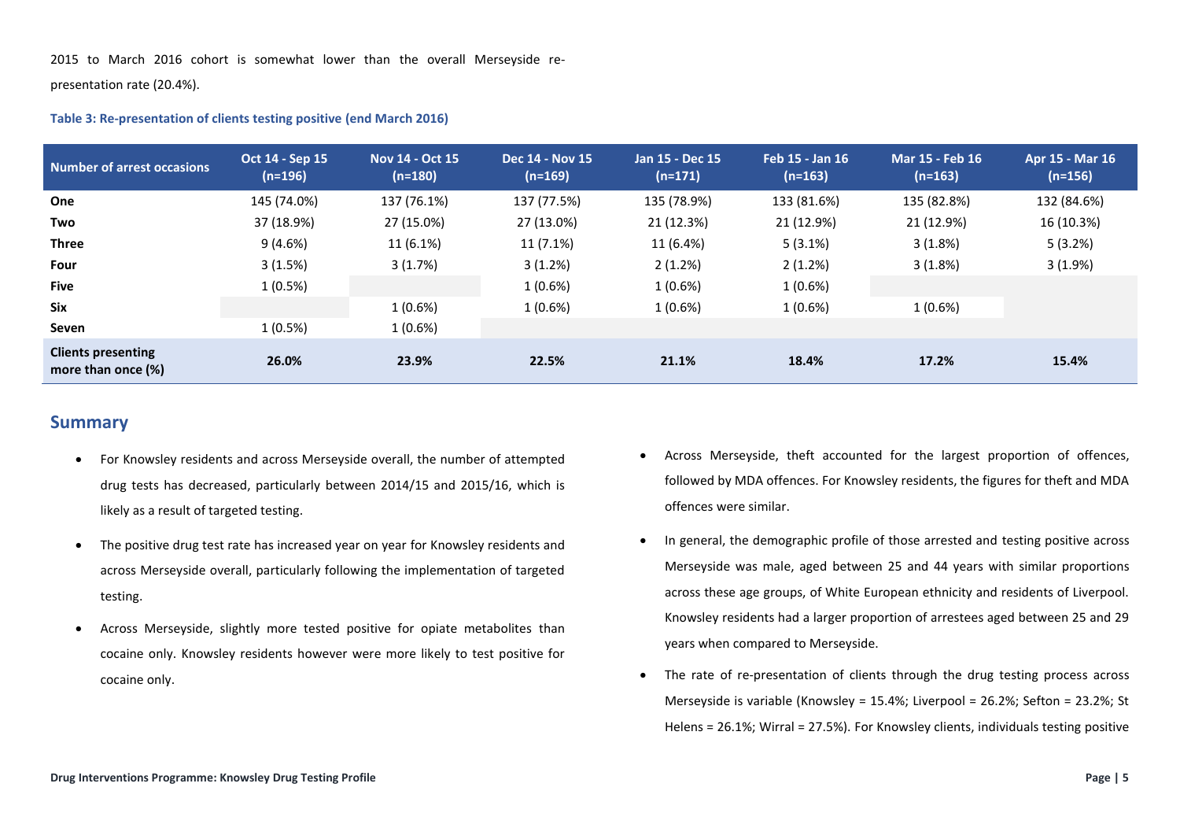2015 to March 2016 cohort is somewhat lower than the overall Merseyside re-presentation rate (20.4%).

**Table 3: Re-presentation of clients testing positive (end March 2016)**

| Number of arrest occasions | Oct 14 - Sep 15 (n=196) | Nov 14 - Oct 15 (n=180) | Dec 14 - Nov 15 (n=169) | Jan 15 - Dec 15 (n=171) | Feb 15 - Jan 16 (n=163) | Mar 15 - Feb 16 (n=163) | Apr 15 - Mar 16 (n=156) |
|---|---|---|---|---|---|---|---|
| **One** | 145 (74.0%) | 137 (76.1%) | 137 (77.5%) | 135 (78.9%) | 133 (81.6%) | 135 (82.8%) | 132 (84.6%) |
| **Two** | 37 (18.9%) | 27 (15.0%) | 27 (13.0%) | 21 (12.3%) | 21 (12.9%) | 21 (12.9%) | 16 (10.3%) |
| **Three** | 9 (4.6%) | 11 (6.1%) | 11 (7.1%) | 11 (6.4%) | 5 (3.1%) | 3 (1.8%) | 5 (3.2%) |
| **Four** | 3 (1.5%) | 3 (1.7%) | 3 (1.2%) | 2 (1.2%) | 2 (1.2%) | 3 (1.8%) | 3 (1.9%) |
| **Five** | 1 (0.5%) | | 1 (0.6%) | 1 (0.6%) | 1 (0.6%) | | |
| **Six** | | 1 (0.6%) | 1 (0.6%) | 1 (0.6%) | 1 (0.6%) | 1 (0.6%) | |
| **Seven** | 1 (0.5%) | 1 (0.6%) | | | | | |
| **Clients presenting more than once (%)** | **26.0%** | **23.9%** | **22.5%** | **21.1%** | **18.4%** | **17.2%** | **15.4%** |

## Summary

- For Knowsley residents and across Merseyside overall, the number of attempted drug tests has decreased, particularly between 2014/15 and 2015/16, which is likely as a result of targeted testing.
- The positive drug test rate has increased year on year for Knowsley residents and across Merseyside overall, particularly following the implementation of targeted testing.
- Across Merseyside, slightly more tested positive for opiate metabolites than cocaine only. Knowsley residents however were more likely to test positive for cocaine only.
- Across Merseyside, theft accounted for the largest proportion of offences, followed by MDA offences. For Knowsley residents, the figures for theft and MDA offences were similar.
- In general, the demographic profile of those arrested and testing positive across Merseyside was male, aged between 25 and 44 years with similar proportions across these age groups, of White European ethnicity and residents of Liverpool. Knowsley residents had a larger proportion of arrestees aged between 25 and 29 years when compared to Merseyside.
- The rate of re-presentation of clients through the drug testing process across Merseyside is variable (Knowsley = 15.4%; Liverpool = 26.2%; Sefton = 23.2%; St Helens = 26.1%; Wirral = 27.5%). For Knowsley clients, individuals testing positive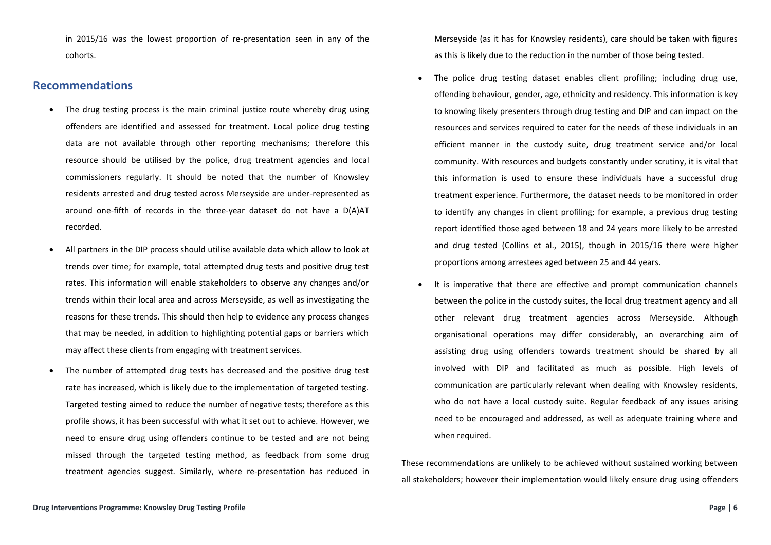in 2015/16 was the lowest proportion of re-presentation seen in any of the cohorts.

## Recommendations

- The drug testing process is the main criminal justice route whereby drug using offenders are identified and assessed for treatment. Local police drug testing data are not available through other reporting mechanisms; therefore this resource should be utilised by the police, drug treatment agencies and local commissioners regularly. It should be noted that the number of Knowsley residents arrested and drug tested across Merseyside are under-represented as around one-fifth of records in the three-year dataset do not have a D(A)AT recorded.
- All partners in the DIP process should utilise available data which allow to look at trends over time; for example, total attempted drug tests and positive drug test rates. This information will enable stakeholders to observe any changes and/or trends within their local area and across Merseyside, as well as investigating the reasons for these trends. This should then help to evidence any process changes that may be needed, in addition to highlighting potential gaps or barriers which may affect these clients from engaging with treatment services.
- The number of attempted drug tests has decreased and the positive drug test rate has increased, which is likely due to the implementation of targeted testing. Targeted testing aimed to reduce the number of negative tests; therefore as this profile shows, it has been successful with what it set out to achieve. However, we need to ensure drug using offenders continue to be tested and are not being missed through the targeted testing method, as feedback from some drug treatment agencies suggest. Similarly, where re-presentation has reduced in Merseyside (as it has for Knowsley residents), care should be taken with figures as this is likely due to the reduction in the number of those being tested.
- The police drug testing dataset enables client profiling; including drug use, offending behaviour, gender, age, ethnicity and residency. This information is key to knowing likely presenters through drug testing and DIP and can impact on the resources and services required to cater for the needs of these individuals in an efficient manner in the custody suite, drug treatment service and/or local community. With resources and budgets constantly under scrutiny, it is vital that this information is used to ensure these individuals have a successful drug treatment experience. Furthermore, the dataset needs to be monitored in order to identify any changes in client profiling; for example, a previous drug testing report identified those aged between 18 and 24 years more likely to be arrested and drug tested (Collins et al., 2015), though in 2015/16 there were higher proportions among arrestees aged between 25 and 44 years.
- It is imperative that there are effective and prompt communication channels between the police in the custody suites, the local drug treatment agency and all other relevant drug treatment agencies across Merseyside. Although organisational operations may differ considerably, an overarching aim of assisting drug using offenders towards treatment should be shared by all involved with DIP and facilitated as much as possible. High levels of communication are particularly relevant when dealing with Knowsley residents, who do not have a local custody suite. Regular feedback of any issues arising need to be encouraged and addressed, as well as adequate training where and when required.

These recommendations are unlikely to be achieved without sustained working between all stakeholders; however their implementation would likely ensure drug using offenders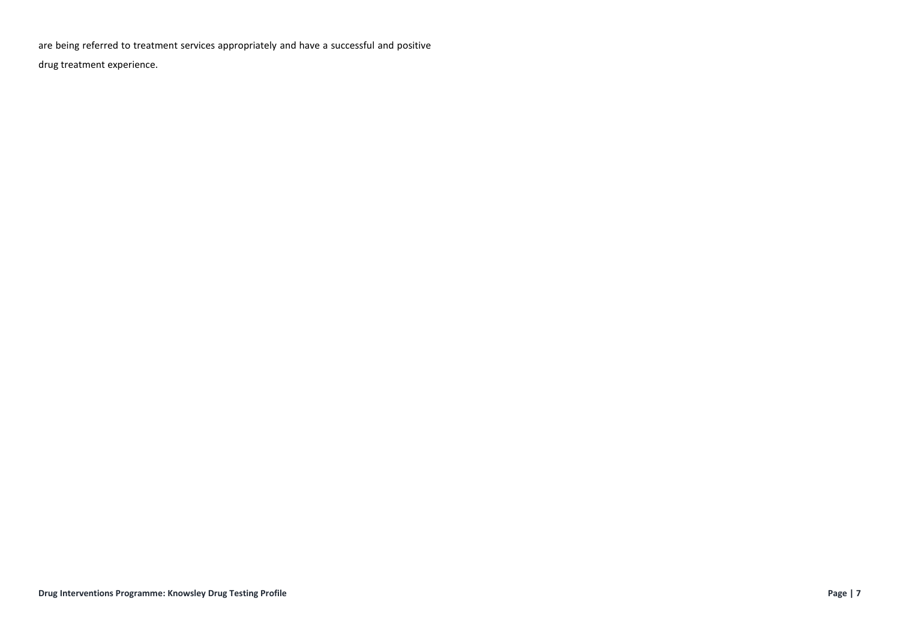are being referred to treatment services appropriately and have a successful and positive drug treatment experience.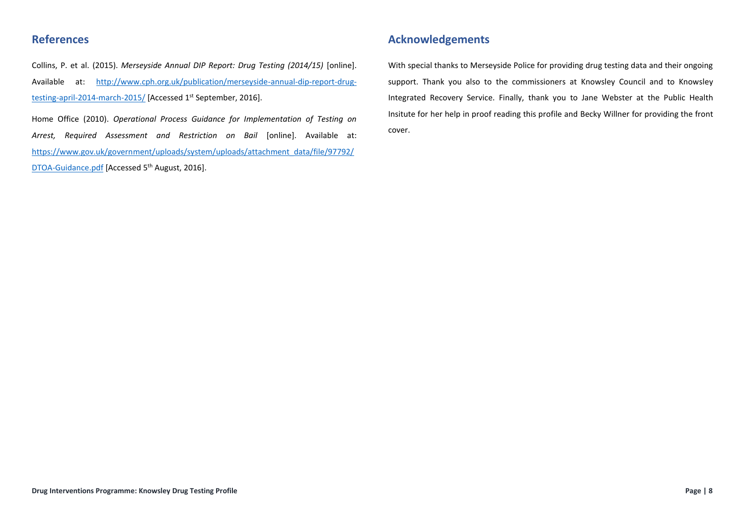## References

Collins, P. et al. (2015). *Merseyside Annual DIP Report: Drug Testing (2014/15)* [online]. Available at: [http://www.cph.org.uk/publication/merseyside-annual-dip-report-drug-testing-april-2014-march-2015/](http://www.cph.org.uk/publication/merseyside-annual-dip-report-drug-testing-april-2014-march-2015/) [Accessed 1st September, 2016].

Home Office (2010). *Operational Process Guidance for Implementation of Testing on Arrest, Required Assessment and Restriction on Bail* [online]. Available at: [https://www.gov.uk/government/uploads/system/uploads/attachment_data/file/97792/DTOA-Guidance.pdf](https://www.gov.uk/government/uploads/system/uploads/attachment_data/file/97792/DTOA-Guidance.pdf) [Accessed 5th August, 2016].

## Acknowledgements

With special thanks to Merseyside Police for providing drug testing data and their ongoing support. Thank you also to the commissioners at Knowsley Council and to Knowsley Integrated Recovery Service. Finally, thank you to Jane Webster at the Public Health Insitute for her help in proof reading this profile and Becky Willner for providing the front cover.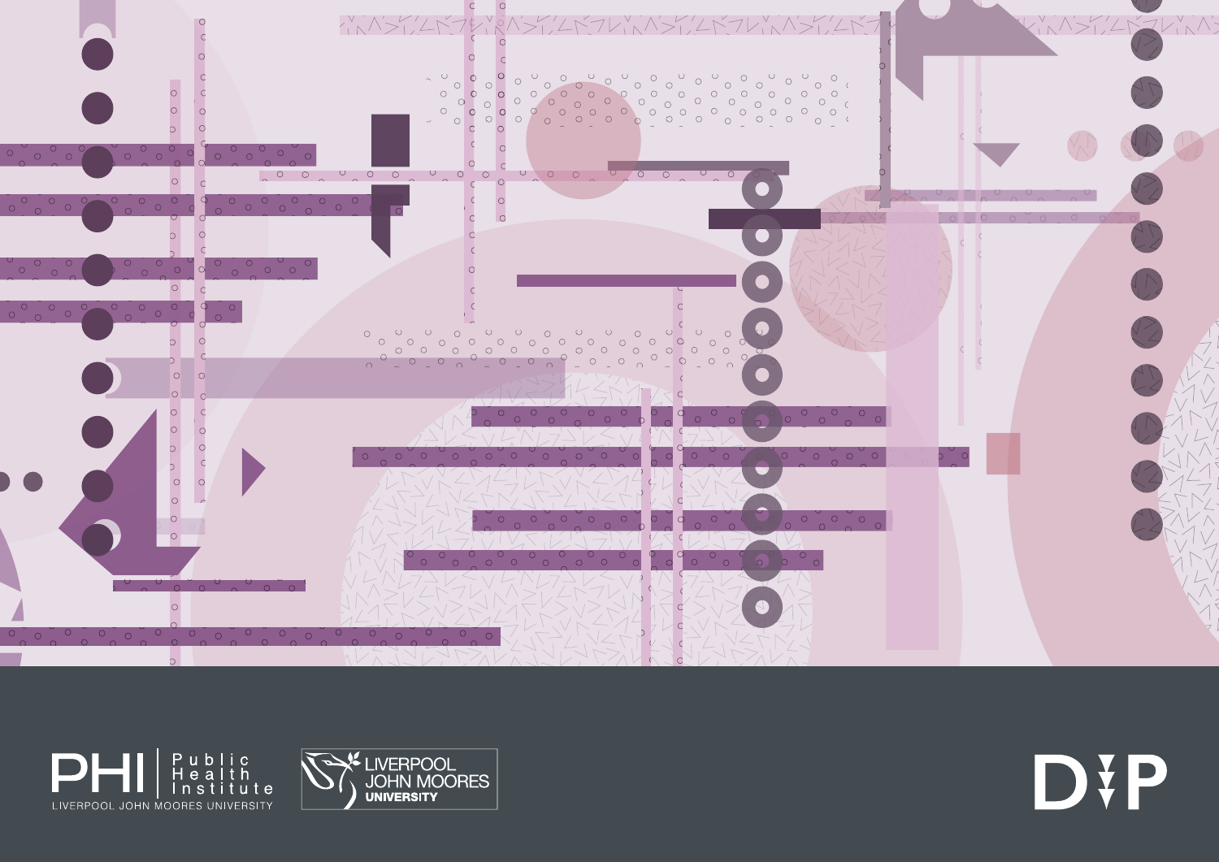PHI Public Health Institute

LIVERPOOL JOHN MOORES UNIVERSITY

LIVERPOOL JOHN MOORES UNIVERSITY

DIP